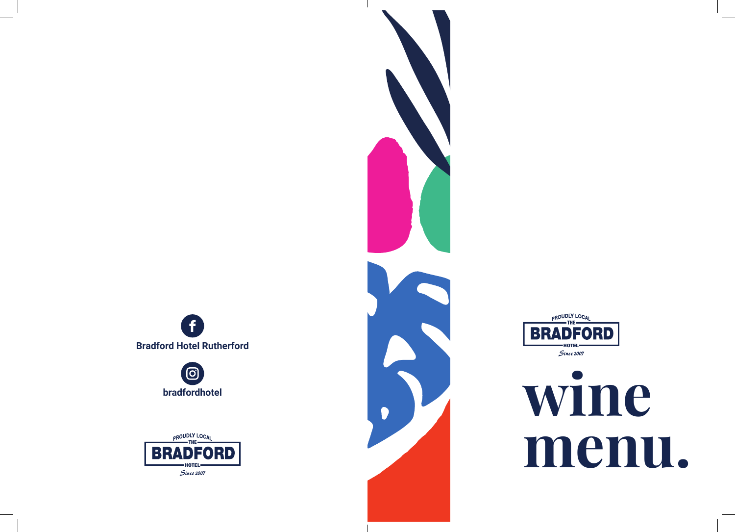Bradford Hotel Rutherford

bradfordhotel

PROUDLY LOCAL
THE
BRADFORD
HOTEL
*Since 2007*

PROUDLY LOCAL
THE
BRADFORD
HOTEL
*Since 2007*

# wine menu.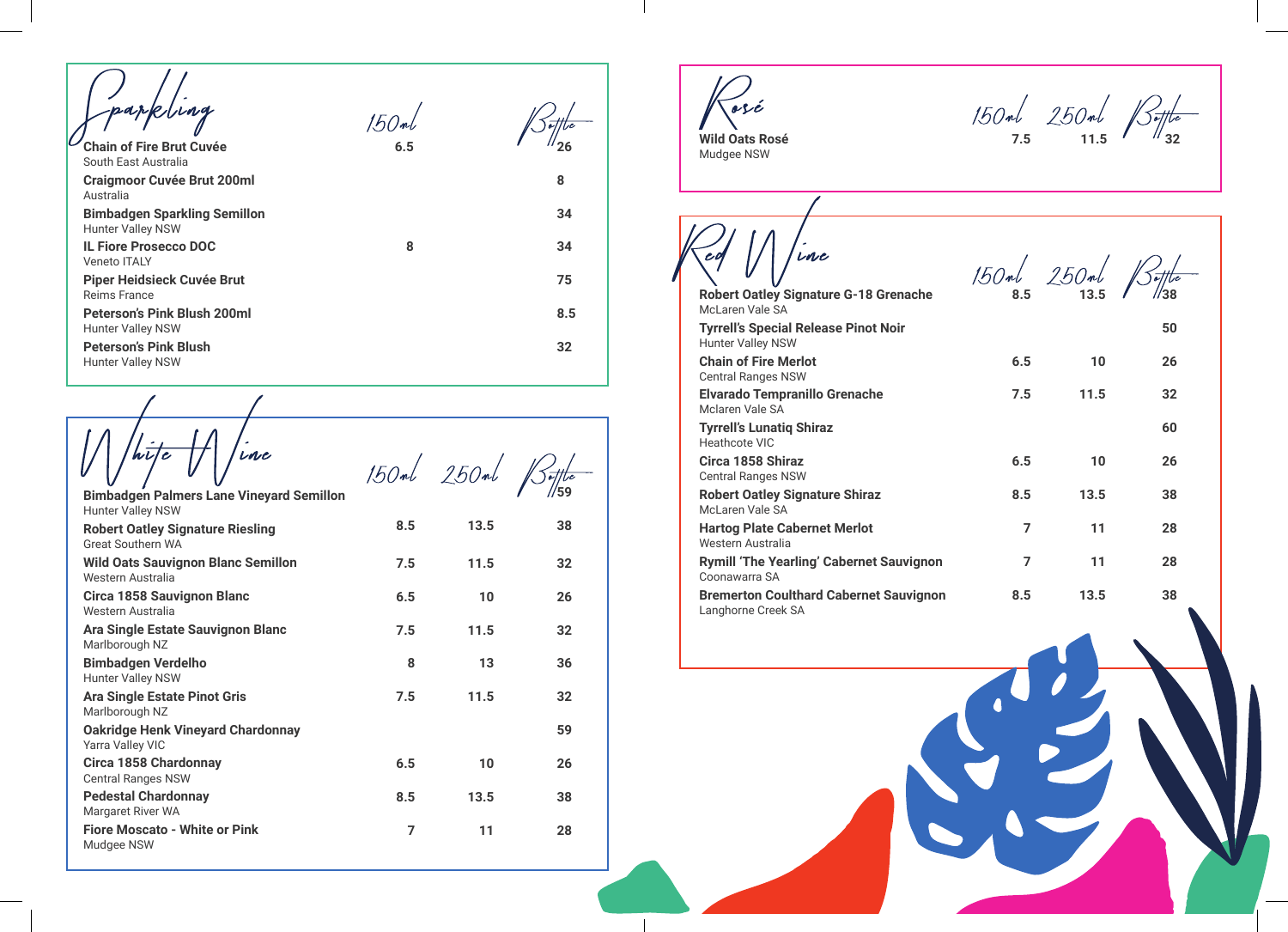## Sparkling

| Wine | 150ml | Bottle |
|---|---|---|
| **Chain of Fire Brut Cuvée**<br>South East Australia | 6.5 | 26 |
| **Craigmoor Cuvée Brut 200ml**<br>Australia | | 8 |
| **Bimbadgen Sparkling Semillon**<br>Hunter Valley NSW | | 34 |
| **IL Fiore Prosecco DOC**<br>Veneto ITALY | 8 | 34 |
| **Piper Heidsieck Cuvée Brut**<br>Reims France | | 75 |
| **Peterson's Pink Blush 200ml**<br>Hunter Valley NSW | | 8.5 |
| **Peterson's Pink Blush**<br>Hunter Valley NSW | | 32 |

## White Wine

| Wine | 150ml | 250ml | Bottle |
|---|---|---|---|
| **Bimbadgen Palmers Lane Vineyard Semillon**<br>Hunter Valley NSW | | | 59 |
| **Robert Oatley Signature Riesling**<br>Great Southern WA | 8.5 | 13.5 | 38 |
| **Wild Oats Sauvignon Blanc Semillon**<br>Western Australia | 7.5 | 11.5 | 32 |
| **Circa 1858 Sauvignon Blanc**<br>Western Australia | 6.5 | 10 | 26 |
| **Ara Single Estate Sauvignon Blanc**<br>Marlborough NZ | 7.5 | 11.5 | 32 |
| **Bimbadgen Verdelho**<br>Hunter Valley NSW | 8 | 13 | 36 |
| **Ara Single Estate Pinot Gris**<br>Marlborough NZ | 7.5 | 11.5 | 32 |
| **Oakridge Henk Vineyard Chardonnay**<br>Yarra Valley VIC | | | 59 |
| **Circa 1858 Chardonnay**<br>Central Ranges NSW | 6.5 | 10 | 26 |
| **Pedestal Chardonnay**<br>Margaret River WA | 8.5 | 13.5 | 38 |
| **Fiore Moscato - White or Pink**<br>Mudgee NSW | 7 | 11 | 28 |

## Rosé

| Wine | 150ml | 250ml | Bottle |
|---|---|---|---|
| **Wild Oats Rosé**<br>Mudgee NSW | 7.5 | 11.5 | 32 |

## Red Wine

| Wine | 150ml | 250ml | Bottle |
|---|---|---|---|
| **Robert Oatley Signature G-18 Grenache**<br>McLaren Vale SA | 8.5 | 13.5 | 38 |
| **Tyrrell's Special Release Pinot Noir**<br>Hunter Valley NSW | | | 50 |
| **Chain of Fire Merlot**<br>Central Ranges NSW | 6.5 | 10 | 26 |
| **Elvarado Tempranillo Grenache**<br>Mclaren Vale SA | 7.5 | 11.5 | 32 |
| **Tyrrell's Lunatiq Shiraz**<br>Heathcote VIC | | | 60 |
| **Circa 1858 Shiraz**<br>Central Ranges NSW | 6.5 | 10 | 26 |
| **Robert Oatley Signature Shiraz**<br>McLaren Vale SA | 8.5 | 13.5 | 38 |
| **Hartog Plate Cabernet Merlot**<br>Western Australia | 7 | 11 | 28 |
| **Rymill 'The Yearling' Cabernet Sauvignon**<br>Coonawarra SA | 7 | 11 | 28 |
| **Bremerton Coulthard Cabernet Sauvignon**<br>Langhorne Creek SA | 8.5 | 13.5 | 38 |